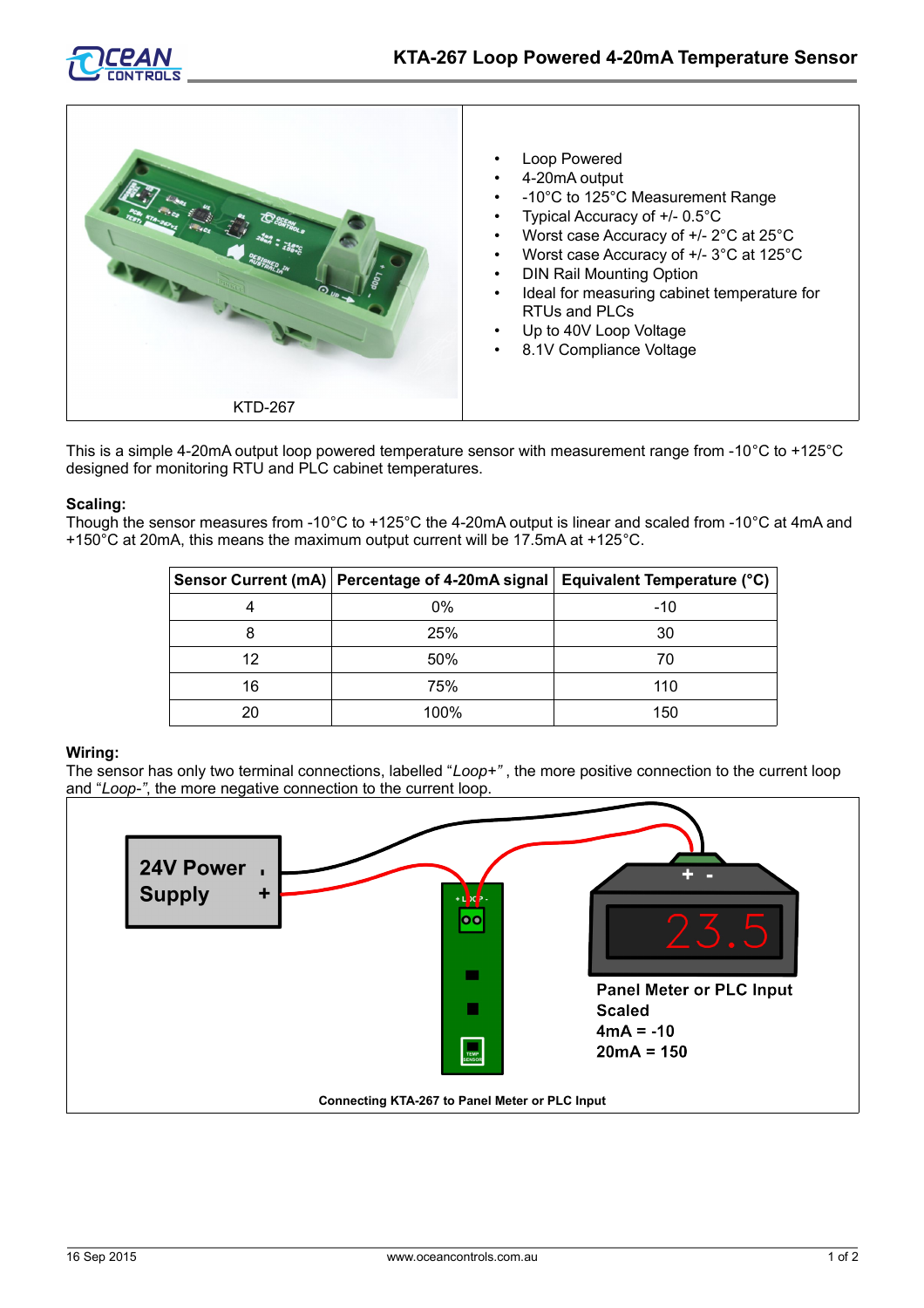# KTA-267 Loop Powered 4-20mA Temperature Sensor

KTD-267

- Loop Powered
- 4-20mA output
- -10°C to 125°C Measurement Range
- Typical Accuracy of +/- 0.5°C
- Worst case Accuracy of +/- 2°C at 25°C
- Worst case Accuracy of +/- 3°C at 125°C
- DIN Rail Mounting Option
- Ideal for measuring cabinet temperature for RTUs and PLCs
- Up to 40V Loop Voltage
- 8.1V Compliance Voltage

This is a simple 4-20mA output loop powered temperature sensor with measurement range from -10°C to +125°C designed for monitoring RTU and PLC cabinet temperatures.

**Scaling:**

Though the sensor measures from -10°C to +125°C the 4-20mA output is linear and scaled from -10°C at 4mA and +150°C at 20mA, this means the maximum output current will be 17.5mA at +125°C.

| Sensor Current (mA) | Percentage of 4-20mA signal | Equivalent Temperature (°C) |
|---|---|---|
| 4 | 0% | -10 |
| 8 | 25% | 30 |
| 12 | 50% | 70 |
| 16 | 75% | 110 |
| 20 | 100% | 150 |

**Wiring:**

The sensor has only two terminal connections, labelled "*Loop+*", the more positive connection to the current loop and "*Loop-*", the more negative connection to the current loop.

24V Power Supply

Panel Meter or PLC Input Scaled
4mA = -10
20mA = 150

Connecting KTA-267 to Panel Meter or PLC Input

16 Sep 2015 www.oceancontrols.com.au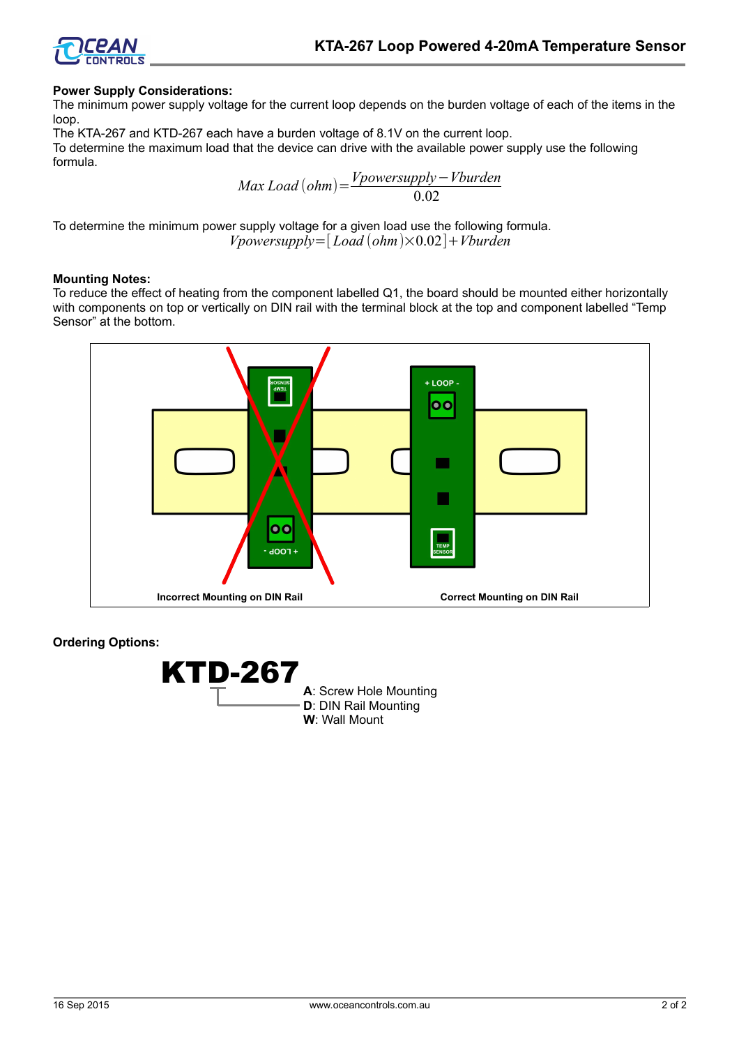### Power Supply Considerations:

The minimum power supply voltage for the current loop depends on the burden voltage of each of the items in the loop.
The KTA-267 and KTD-267 each have a burden voltage of 8.1V on the current loop.
To determine the maximum load that the device can drive with the available power supply use the following formula.

$$Max\ Load\ (ohm) = \frac{Vpowersupply - Vburden}{0.02}$$

To determine the minimum power supply voltage for a given load use the following formula.

$$Vpowersupply = [Load\ (ohm) \times 0.02] + Vburden$$

### Mounting Notes:

To reduce the effect of heating from the component labelled Q1, the board should be mounted either horizontally with components on top or vertically on DIN rail with the terminal block at the top and component labelled "Temp Sensor" at the bottom.

TEMP SENSOR
- LOOP +
+ LOOP -
TEMP SENSOR

Incorrect Mounting on DIN Rail

Correct Mounting on DIN Rail

### Ordering Options:

**KTD-267**

**A**: Screw Hole Mounting
**D**: DIN Rail Mounting
**W**: Wall Mount